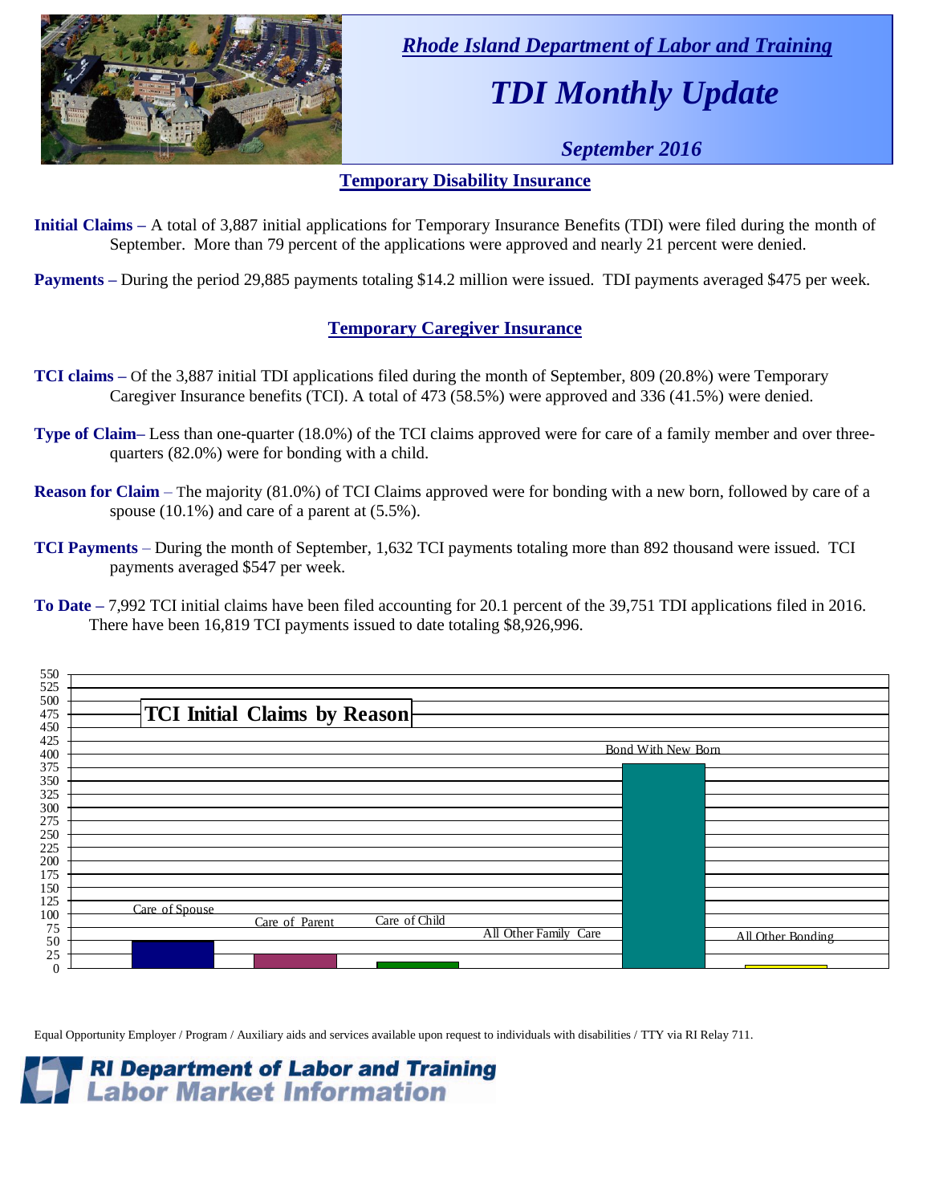*Rhode Island Department of Labor and Training*

# *TDI Monthly Update*

*September 2016*

## Temporary Disability Insurance

**Initial Claims –** A total of 3,887 initial applications for Temporary Insurance Benefits (TDI) were filed during the month of September. More than 79 percent of the applications were approved and nearly 21 percent were denied.

**Payments –** During the period 29,885 payments totaling $14.2 million were issued. TDI payments averaged $475 per week.

## Temporary Caregiver Insurance

**TCI claims –** Of the 3,887 initial TDI applications filed during the month of September, 809 (20.8%) were Temporary Caregiver Insurance benefits (TCI). A total of 473 (58.5%) were approved and 336 (41.5%) were denied.

**Type of Claim–** Less than one-quarter (18.0%) of the TCI claims approved were for care of a family member and over three-quarters (82.0%) were for bonding with a child.

**Reason for Claim** – The majority (81.0%) of TCI Claims approved were for bonding with a new born, followed by care of a spouse (10.1%) and care of a parent at (5.5%).

**TCI Payments** – During the month of September, 1,632 TCI payments totaling more than 892 thousand were issued. TCI payments averaged $547 per week.

**To Date –** 7,992 TCI initial claims have been filed accounting for 20.1 percent of the 39,751 TDI applications filed in 2016. There have been 16,819 TCI payments issued to date totaling $8,926,996.

**TCI Initial Claims by Reason**

(Bar chart: Care of Spouse, Care of Parent, Care of Child, All Other Family Care, Bond With New Born, All Other Bonding; y-axis 0–550)

Equal Opportunity Employer / Program / Auxiliary aids and services available upon request to individuals with disabilities / TTY via RI Relay 711.

**RI Department of Labor and Training**
**Labor Market Information**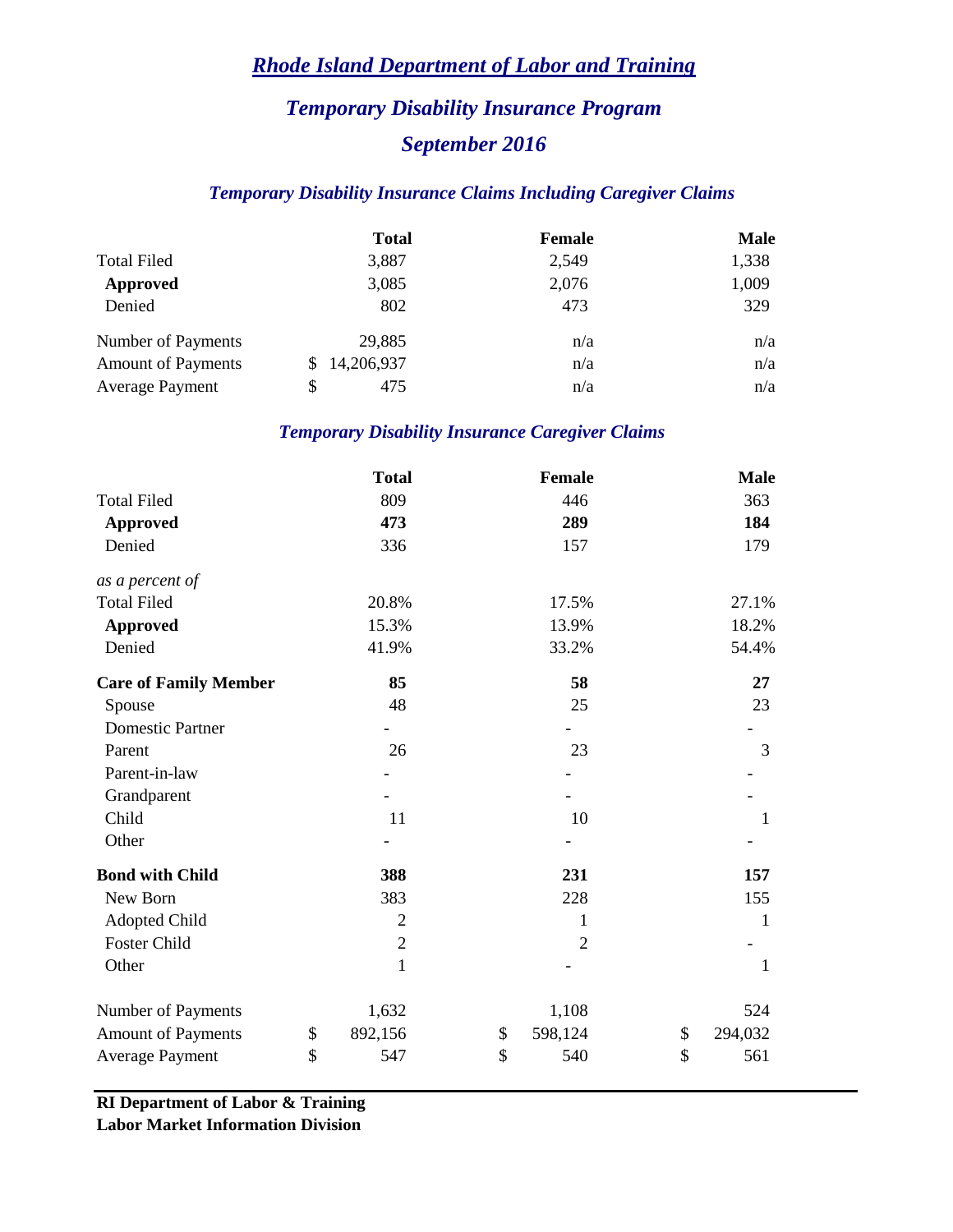# *Rhode Island Department of Labor and Training*

## *Temporary Disability Insurance Program*

## *September 2016*

### *Temporary Disability Insurance Claims Including Caregiver Claims*

| | Total | Female | Male |
|---|---|---|---|
| Total Filed | 3,887 | 2,549 | 1,338 |
| **Approved** | 3,085 | 2,076 | 1,009 |
| Denied | 802 | 473 | 329 |
| Number of Payments | 29,885 | n/a | n/a |
| Amount of Payments | $ 14,206,937 | n/a | n/a |
| Average Payment | $ 475 | n/a | n/a |

### *Temporary Disability Insurance Caregiver Claims*

| | Total | Female | Male |
|---|---|---|---|
| Total Filed | 809 | 446 | 363 |
| **Approved** | **473** | **289** | **184** |
| Denied | 336 | 157 | 179 |
| *as a percent of* | | | |
| Total Filed | 20.8% | 17.5% | 27.1% |
| **Approved** | 15.3% | 13.9% | 18.2% |
| Denied | 41.9% | 33.2% | 54.4% |
| **Care of Family Member** | **85** | **58** | **27** |
| Spouse | 48 | 25 | 23 |
| Domestic Partner | - | - | - |
| Parent | 26 | 23 | 3 |
| Parent-in-law | - | - | - |
| Grandparent | - | - | - |
| Child | 11 | 10 | 1 |
| Other | - | - | - |
| **Bond with Child** | **388** | **231** | **157** |
| New Born | 383 | 228 | 155 |
| Adopted Child | 2 | 1 | 1 |
| Foster Child | 2 | 2 | - |
| Other | 1 | - | 1 |
| Number of Payments | 1,632 | 1,108 | 524 |
| Amount of Payments | $ 892,156 | $ 598,124 | $ 294,032 |
| Average Payment | $ 547 | $ 540 | $ 561 |

**RI Department of Labor & Training**
**Labor Market Information Division**